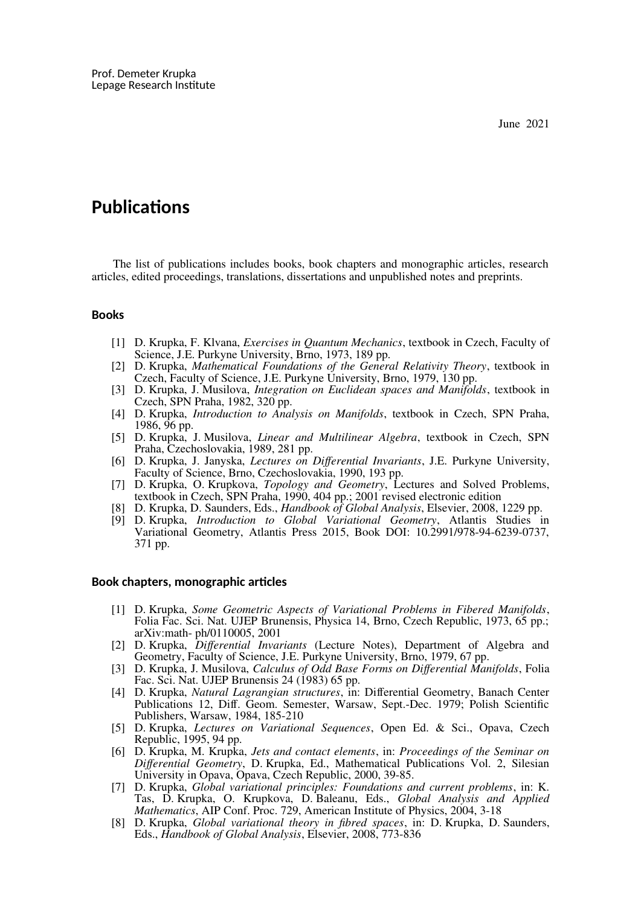Prof. Demeter Krupka
Lepage Research Institute

June 2021

# Publications

The list of publications includes books, book chapters and monographic articles, research articles, edited proceedings, translations, dissertations and unpublished notes and preprints.

### Books

[1] D. Krupka, F. Klvana, *Exercises in Quantum Mechanics*, textbook in Czech, Faculty of Science, J.E. Purkyne University, Brno, 1973, 189 pp.

[2] D. Krupka, *Mathematical Foundations of the General Relativity Theory*, textbook in Czech, Faculty of Science, J.E. Purkyne University, Brno, 1979, 130 pp.

[3] D. Krupka, J. Musilova, *Integration on Euclidean spaces and Manifolds*, textbook in Czech, SPN Praha, 1982, 320 pp.

[4] D. Krupka, *Introduction to Analysis on Manifolds*, textbook in Czech, SPN Praha, 1986, 96 pp.

[5] D. Krupka, J. Musilova, *Linear and Multilinear Algebra*, textbook in Czech, SPN Praha, Czechoslovakia, 1989, 281 pp.

[6] D. Krupka, J. Janyska, *Lectures on Differential Invariants*, J.E. Purkyne University, Faculty of Science, Brno, Czechoslovakia, 1990, 193 pp.

[7] D. Krupka, O. Krupkova, *Topology and Geometry*, Lectures and Solved Problems, textbook in Czech, SPN Praha, 1990, 404 pp.; 2001 revised electronic edition

[8] D. Krupka, D. Saunders, Eds., *Handbook of Global Analysis*, Elsevier, 2008, 1229 pp.

[9] D. Krupka, *Introduction to Global Variational Geometry*, Atlantis Studies in Variational Geometry, Atlantis Press 2015, Book DOI: 10.2991/978-94-6239-0737, 371 pp.

### Book chapters, monographic articles

[1] D. Krupka, *Some Geometric Aspects of Variational Problems in Fibered Manifolds*, Folia Fac. Sci. Nat. UJEP Brunensis, Physica 14, Brno, Czech Republic, 1973, 65 pp.; arXiv:math- ph/0110005, 2001

[2] D. Krupka, *Differential Invariants* (Lecture Notes), Department of Algebra and Geometry, Faculty of Science, J.E. Purkyne University, Brno, 1979, 67 pp.

[3] D. Krupka, J. Musilova, *Calculus of Odd Base Forms on Differential Manifolds*, Folia Fac. Sci. Nat. UJEP Brunensis 24 (1983) 65 pp.

[4] D. Krupka, *Natural Lagrangian structures*, in: Differential Geometry, Banach Center Publications 12, Diff. Geom. Semester, Warsaw, Sept.-Dec. 1979; Polish Scientific Publishers, Warsaw, 1984, 185-210

[5] D. Krupka, *Lectures on Variational Sequences*, Open Ed. & Sci., Opava, Czech Republic, 1995, 94 pp.

[6] D. Krupka, M. Krupka, *Jets and contact elements*, in: *Proceedings of the Seminar on Differential Geometry*, D. Krupka, Ed., Mathematical Publications Vol. 2, Silesian University in Opava, Opava, Czech Republic, 2000, 39-85.

[7] D. Krupka, *Global variational principles: Foundations and current problems*, in: K. Tas, D. Krupka, O. Krupkova, D. Baleanu, Eds., *Global Analysis and Applied Mathematics*, AIP Conf. Proc. 729, American Institute of Physics, 2004, 3-18

[8] D. Krupka, *Global variational theory in fibred spaces*, in: D. Krupka, D. Saunders, Eds., *Handbook of Global Analysis*, Elsevier, 2008, 773-836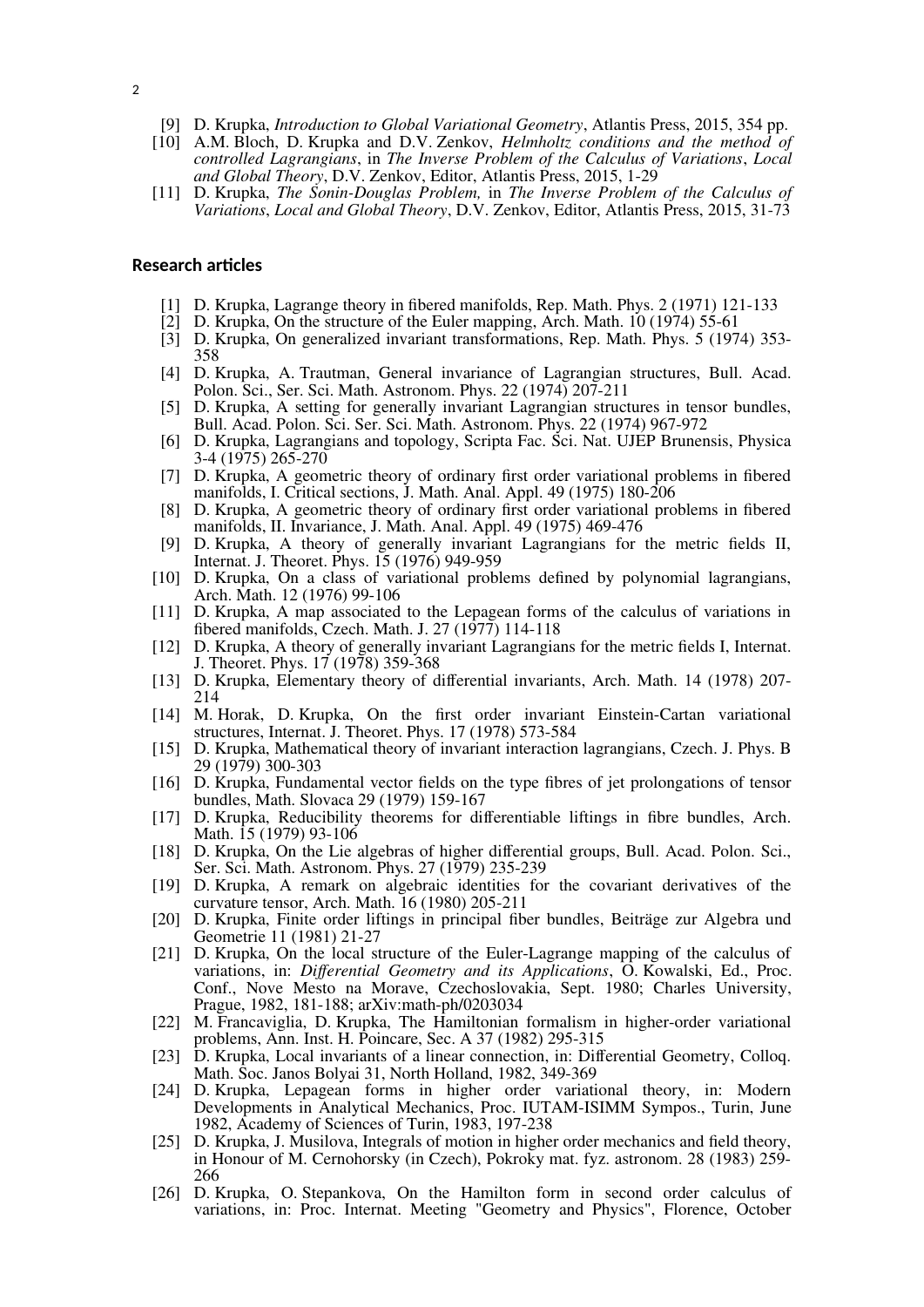[9] D. Krupka, *Introduction to Global Variational Geometry*, Atlantis Press, 2015, 354 pp.

[10] A.M. Bloch, D. Krupka and D.V. Zenkov, *Helmholtz conditions and the method of controlled Lagrangians*, in *The Inverse Problem of the Calculus of Variations*, *Local and Global Theory*, D.V. Zenkov, Editor, Atlantis Press, 2015, 1-29

[11] D. Krupka, *The Sonin-Douglas Problem,* in *The Inverse Problem of the Calculus of Variations*, *Local and Global Theory*, D.V. Zenkov, Editor, Atlantis Press, 2015, 31-73

## Research articles

[1] D. Krupka, Lagrange theory in fibered manifolds, Rep. Math. Phys. 2 (1971) 121-133

[2] D. Krupka, On the structure of the Euler mapping, Arch. Math. 10 (1974) 55-61

[3] D. Krupka, On generalized invariant transformations, Rep. Math. Phys. 5 (1974) 353-358

[4] D. Krupka, A. Trautman, General invariance of Lagrangian structures, Bull. Acad. Polon. Sci., Ser. Sci. Math. Astronom. Phys. 22 (1974) 207-211

[5] D. Krupka, A setting for generally invariant Lagrangian structures in tensor bundles, Bull. Acad. Polon. Sci. Ser. Sci. Math. Astronom. Phys. 22 (1974) 967-972

[6] D. Krupka, Lagrangians and topology, Scripta Fac. Sci. Nat. UJEP Brunensis, Physica 3-4 (1975) 265-270

[7] D. Krupka, A geometric theory of ordinary first order variational problems in fibered manifolds, I. Critical sections, J. Math. Anal. Appl. 49 (1975) 180-206

[8] D. Krupka, A geometric theory of ordinary first order variational problems in fibered manifolds, II. Invariance, J. Math. Anal. Appl. 49 (1975) 469-476

[9] D. Krupka, A theory of generally invariant Lagrangians for the metric fields II, Internat. J. Theoret. Phys. 15 (1976) 949-959

[10] D. Krupka, On a class of variational problems defined by polynomial lagrangians, Arch. Math. 12 (1976) 99-106

[11] D. Krupka, A map associated to the Lepagean forms of the calculus of variations in fibered manifolds, Czech. Math. J. 27 (1977) 114-118

[12] D. Krupka, A theory of generally invariant Lagrangians for the metric fields I, Internat. J. Theoret. Phys. 17 (1978) 359-368

[13] D. Krupka, Elementary theory of differential invariants, Arch. Math. 14 (1978) 207-214

[14] M. Horak, D. Krupka, On the first order invariant Einstein-Cartan variational structures, Internat. J. Theoret. Phys. 17 (1978) 573-584

[15] D. Krupka, Mathematical theory of invariant interaction lagrangians, Czech. J. Phys. B 29 (1979) 300-303

[16] D. Krupka, Fundamental vector fields on the type fibres of jet prolongations of tensor bundles, Math. Slovaca 29 (1979) 159-167

[17] D. Krupka, Reducibility theorems for differentiable liftings in fibre bundles, Arch. Math. 15 (1979) 93-106

[18] D. Krupka, On the Lie algebras of higher differential groups, Bull. Acad. Polon. Sci., Ser. Sci. Math. Astronom. Phys. 27 (1979) 235-239

[19] D. Krupka, A remark on algebraic identities for the covariant derivatives of the curvature tensor, Arch. Math. 16 (1980) 205-211

[20] D. Krupka, Finite order liftings in principal fiber bundles, Beiträge zur Algebra und Geometrie 11 (1981) 21-27

[21] D. Krupka, On the local structure of the Euler-Lagrange mapping of the calculus of variations, in: *Differential Geometry and its Applications*, O. Kowalski, Ed., Proc. Conf., Nove Mesto na Morave, Czechoslovakia, Sept. 1980; Charles University, Prague, 1982, 181-188; arXiv:math-ph/0203034

[22] M. Francaviglia, D. Krupka, The Hamiltonian formalism in higher-order variational problems, Ann. Inst. H. Poincare, Sec. A 37 (1982) 295-315

[23] D. Krupka, Local invariants of a linear connection, in: Differential Geometry, Colloq. Math. Soc. Janos Bolyai 31, North Holland, 1982, 349-369

[24] D. Krupka, Lepagean forms in higher order variational theory, in: Modern Developments in Analytical Mechanics, Proc. IUTAM-ISIMM Sympos., Turin, June 1982, Academy of Sciences of Turin, 1983, 197-238

[25] D. Krupka, J. Musilova, Integrals of motion in higher order mechanics and field theory, in Honour of M. Cernohorsky (in Czech), Pokroky mat. fyz. astronom. 28 (1983) 259-266

[26] D. Krupka, O. Stepankova, On the Hamilton form in second order calculus of variations, in: Proc. Internat. Meeting "Geometry and Physics", Florence, October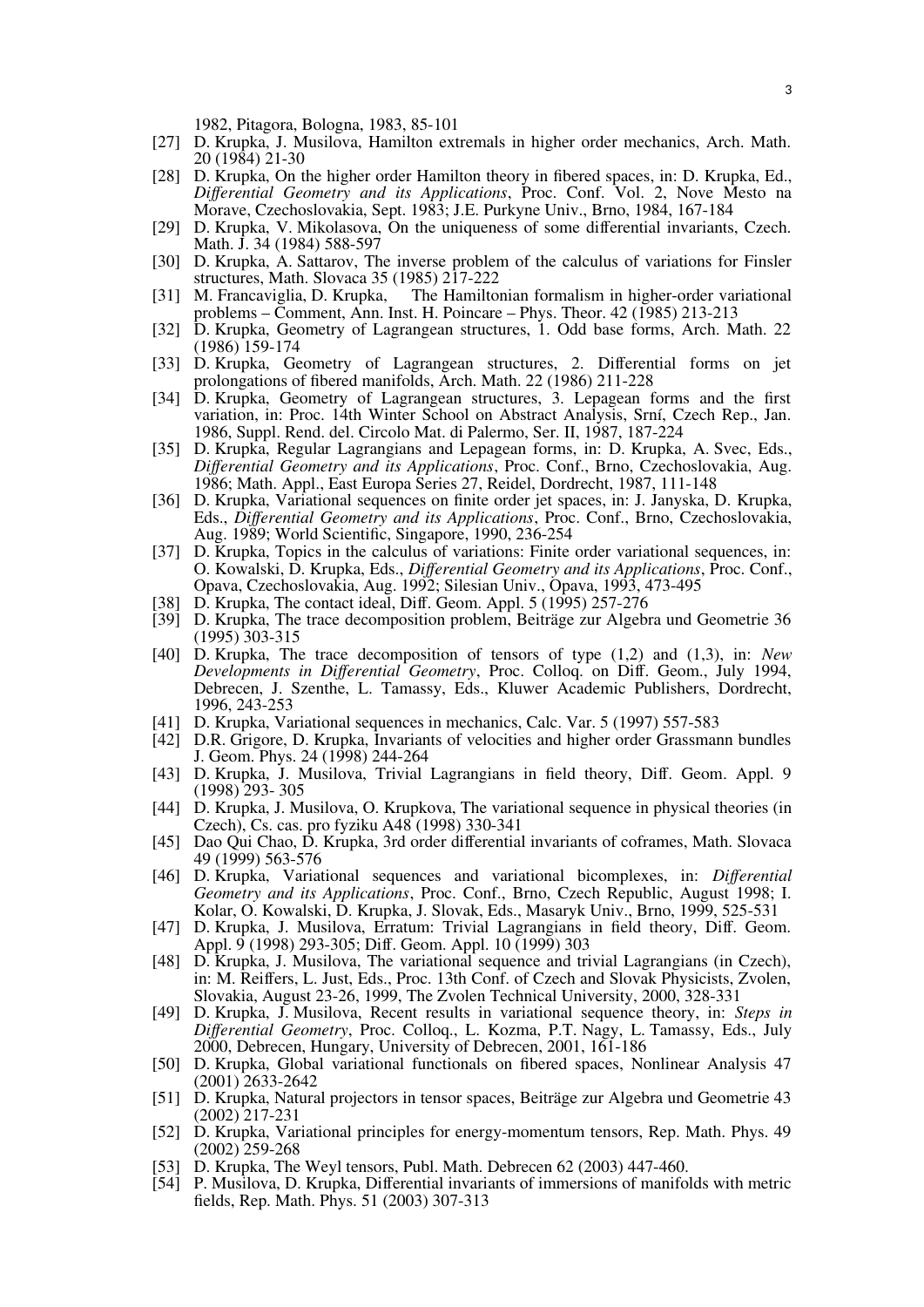1982, Pitagora, Bologna, 1983, 85-101

[27] D. Krupka, J. Musilova, Hamilton extremals in higher order mechanics, Arch. Math. 20 (1984) 21-30

[28] D. Krupka, On the higher order Hamilton theory in fibered spaces, in: D. Krupka, Ed., *Differential Geometry and its Applications*, Proc. Conf. Vol. 2, Nove Mesto na Morave, Czechoslovakia, Sept. 1983; J.E. Purkyne Univ., Brno, 1984, 167-184

[29] D. Krupka, V. Mikolasova, On the uniqueness of some differential invariants, Czech. Math. J. 34 (1984) 588-597

[30] D. Krupka, A. Sattarov, The inverse problem of the calculus of variations for Finsler structures, Math. Slovaca 35 (1985) 217-222

[31] M. Francaviglia, D. Krupka, The Hamiltonian formalism in higher-order variational problems – Comment, Ann. Inst. H. Poincare – Phys. Theor. 42 (1985) 213-213

[32] D. Krupka, Geometry of Lagrangean structures, 1. Odd base forms, Arch. Math. 22 (1986) 159-174

[33] D. Krupka, Geometry of Lagrangean structures, 2. Differential forms on jet prolongations of fibered manifolds, Arch. Math. 22 (1986) 211-228

[34] D. Krupka, Geometry of Lagrangean structures, 3. Lepagean forms and the first variation, in: Proc. 14th Winter School on Abstract Analysis, Srní, Czech Rep., Jan. 1986, Suppl. Rend. del. Circolo Mat. di Palermo, Ser. II, 1987, 187-224

[35] D. Krupka, Regular Lagrangians and Lepagean forms, in: D. Krupka, A. Svec, Eds., *Differential Geometry and its Applications*, Proc. Conf., Brno, Czechoslovakia, Aug. 1986; Math. Appl., East Europa Series 27, Reidel, Dordrecht, 1987, 111-148

[36] D. Krupka, Variational sequences on finite order jet spaces, in: J. Janyska, D. Krupka, Eds., *Differential Geometry and its Applications*, Proc. Conf., Brno, Czechoslovakia, Aug. 1989; World Scientific, Singapore, 1990, 236-254

[37] D. Krupka, Topics in the calculus of variations: Finite order variational sequences, in: O. Kowalski, D. Krupka, Eds., *Differential Geometry and its Applications*, Proc. Conf., Opava, Czechoslovakia, Aug. 1992; Silesian Univ., Opava, 1993, 473-495

[38] D. Krupka, The contact ideal, Diff. Geom. Appl. 5 (1995) 257-276

[39] D. Krupka, The trace decomposition problem, Beiträge zur Algebra und Geometrie 36 (1995) 303-315

[40] D. Krupka, The trace decomposition of tensors of type (1,2) and (1,3), in: *New Developments in Differential Geometry*, Proc. Colloq. on Diff. Geom., July 1994, Debrecen, J. Szenthe, L. Tamassy, Eds., Kluwer Academic Publishers, Dordrecht, 1996, 243-253

[41] D. Krupka, Variational sequences in mechanics, Calc. Var. 5 (1997) 557-583

[42] D.R. Grigore, D. Krupka, Invariants of velocities and higher order Grassmann bundles J. Geom. Phys. 24 (1998) 244-264

[43] D. Krupka, J. Musilova, Trivial Lagrangians in field theory, Diff. Geom. Appl. 9 (1998) 293- 305

[44] D. Krupka, J. Musilova, O. Krupkova, The variational sequence in physical theories (in Czech), Cs. cas. pro fyziku A48 (1998) 330-341

[45] Dao Qui Chao, D. Krupka, 3rd order differential invariants of coframes, Math. Slovaca 49 (1999) 563-576

[46] D. Krupka, Variational sequences and variational bicomplexes, in: *Differential Geometry and its Applications*, Proc. Conf., Brno, Czech Republic, August 1998; I. Kolar, O. Kowalski, D. Krupka, J. Slovak, Eds., Masaryk Univ., Brno, 1999, 525-531

[47] D. Krupka, J. Musilova, Erratum: Trivial Lagrangians in field theory, Diff. Geom. Appl. 9 (1998) 293-305; Diff. Geom. Appl. 10 (1999) 303

[48] D. Krupka, J. Musilova, The variational sequence and trivial Lagrangians (in Czech), in: M. Reiffers, L. Just, Eds., Proc. 13th Conf. of Czech and Slovak Physicists, Zvolen, Slovakia, August 23-26, 1999, The Zvolen Technical University, 2000, 328-331

[49] D. Krupka, J. Musilova, Recent results in variational sequence theory, in: *Steps in Differential Geometry*, Proc. Colloq., L. Kozma, P.T. Nagy, L. Tamassy, Eds., July 2000, Debrecen, Hungary, University of Debrecen, 2001, 161-186

[50] D. Krupka, Global variational functionals on fibered spaces, Nonlinear Analysis 47 (2001) 2633-2642

[51] D. Krupka, Natural projectors in tensor spaces, Beiträge zur Algebra und Geometrie 43 (2002) 217-231

[52] D. Krupka, Variational principles for energy-momentum tensors, Rep. Math. Phys. 49 (2002) 259-268

[53] D. Krupka, The Weyl tensors, Publ. Math. Debrecen 62 (2003) 447-460.

[54] P. Musilova, D. Krupka, Differential invariants of immersions of manifolds with metric fields, Rep. Math. Phys. 51 (2003) 307-313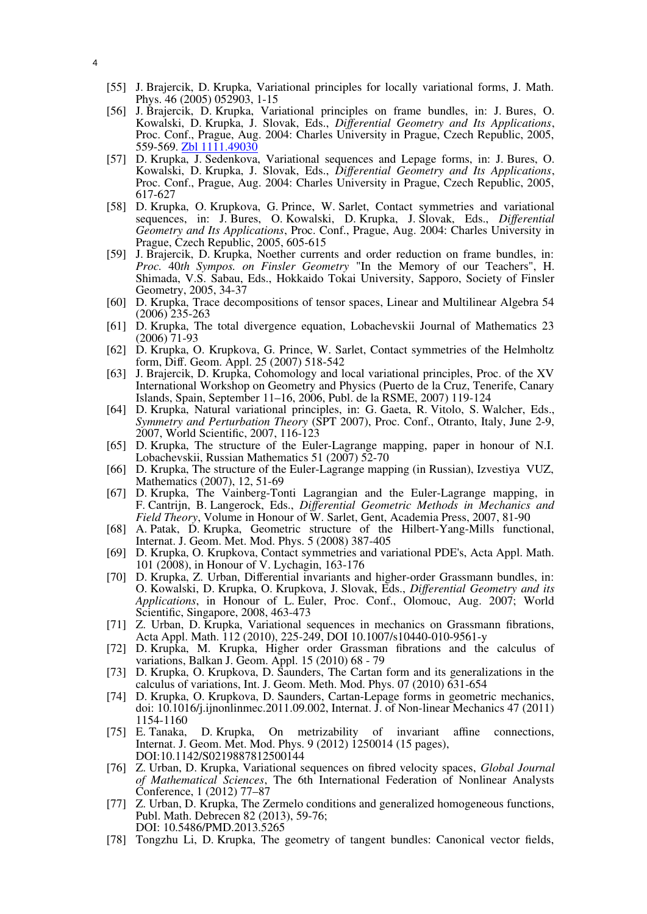[55] J. Brajercik, D. Krupka, Variational principles for locally variational forms, J. Math. Phys. 46 (2005) 052903, 1-15

[56] J. Brajercik, D. Krupka, Variational principles on frame bundles, in: J. Bures, O. Kowalski, D. Krupka, J. Slovak, Eds., *Differential Geometry and Its Applications*, Proc. Conf., Prague, Aug. 2004: Charles University in Prague, Czech Republic, 2005, 559-569. Zbl 1111.49030

[57] D. Krupka, J. Sedenkova, Variational sequences and Lepage forms, in: J. Bures, O. Kowalski, D. Krupka, J. Slovak, Eds., *Differential Geometry and Its Applications*, Proc. Conf., Prague, Aug. 2004: Charles University in Prague, Czech Republic, 2005, 617-627

[58] D. Krupka, O. Krupkova, G. Prince, W. Sarlet, Contact symmetries and variational sequences, in: J. Bures, O. Kowalski, D. Krupka, J. Slovak, Eds., *Differential Geometry and Its Applications*, Proc. Conf., Prague, Aug. 2004: Charles University in Prague, Czech Republic, 2005, 605-615

[59] J. Brajercik, D. Krupka, Noether currents and order reduction on frame bundles, in: *Proc. 40th Sympos. on Finsler Geometry* "In the Memory of our Teachers", H. Shimada, V.S. Sabau, Eds., Hokkaido Tokai University, Sapporo, Society of Finsler Geometry, 2005, 34-37

[60] D. Krupka, Trace decompositions of tensor spaces, Linear and Multilinear Algebra 54 (2006) 235-263

[61] D. Krupka, The total divergence equation, Lobachevskii Journal of Mathematics 23 (2006) 71-93

[62] D. Krupka, O. Krupkova, G. Prince, W. Sarlet, Contact symmetries of the Helmholtz form, Diff. Geom. Appl. 25 (2007) 518-542

[63] J. Brajercik, D. Krupka, Cohomology and local variational principles, Proc. of the XV International Workshop on Geometry and Physics (Puerto de la Cruz, Tenerife, Canary Islands, Spain, September 11–16, 2006, Publ. de la RSME, 2007) 119-124

[64] D. Krupka, Natural variational principles, in: G. Gaeta, R. Vitolo, S. Walcher, Eds., *Symmetry and Perturbation Theory* (SPT 2007), Proc. Conf., Otranto, Italy, June 2-9, 2007, World Scientific, 2007, 116-123

[65] D. Krupka, The structure of the Euler-Lagrange mapping, paper in honour of N.I. Lobachevskii, Russian Mathematics 51 (2007) 52-70

[66] D. Krupka, The structure of the Euler-Lagrange mapping (in Russian), Izvestiya VUZ, Mathematics (2007), 12, 51-69

[67] D. Krupka, The Vainberg-Tonti Lagrangian and the Euler-Lagrange mapping, in F. Cantrijn, B. Langerock, Eds., *Differential Geometric Methods in Mechanics and Field Theory*, Volume in Honour of W. Sarlet, Gent, Academia Press, 2007, 81-90

[68] A. Patak, D. Krupka, Geometric structure of the Hilbert-Yang-Mills functional, Internat. J. Geom. Met. Mod. Phys. 5 (2008) 387-405

[69] D. Krupka, O. Krupkova, Contact symmetries and variational PDE's, Acta Appl. Math. 101 (2008), in Honour of V. Lychagin, 163-176

[70] D. Krupka, Z. Urban, Differential invariants and higher-order Grassmann bundles, in: O. Kowalski, D. Krupka, O. Krupkova, J. Slovak, Eds., *Differential Geometry and its Applications*, in Honour of L. Euler, Proc. Conf., Olomouc, Aug. 2007; World Scientific, Singapore, 2008, 463-473

[71] Z. Urban, D. Krupka, Variational sequences in mechanics on Grassmann fibrations, Acta Appl. Math. 112 (2010), 225-249, DOI 10.1007/s10440-010-9561-y

[72] D. Krupka, M. Krupka, Higher order Grassman fibrations and the calculus of variations, Balkan J. Geom. Appl. 15 (2010) 68 - 79

[73] D. Krupka, O. Krupkova, D. Saunders, The Cartan form and its generalizations in the calculus of variations, Int. J. Geom. Meth. Mod. Phys. 07 (2010) 631-654

[74] D. Krupka, O. Krupkova, D. Saunders, Cartan-Lepage forms in geometric mechanics, doi: 10.1016/j.ijnonlinmec.2011.09.002, Internat. J. of Non-linear Mechanics 47 (2011) 1154-1160

[75] E. Tanaka, D. Krupka, On metrizability of invariant affine connections, Internat. J. Geom. Met. Mod. Phys. 9 (2012) 1250014 (15 pages), DOI:10.1142/S0219887812500144

[76] Z. Urban, D. Krupka, Variational sequences on fibred velocity spaces, *Global Journal of Mathematical Sciences*, The 6th International Federation of Nonlinear Analysts Conference, 1 (2012) 77–87

[77] Z. Urban, D. Krupka, The Zermelo conditions and generalized homogeneous functions, Publ. Math. Debrecen 82 (2013), 59-76; DOI: 10.5486/PMD.2013.5265

[78] Tongzhu Li, D. Krupka, The geometry of tangent bundles: Canonical vector fields,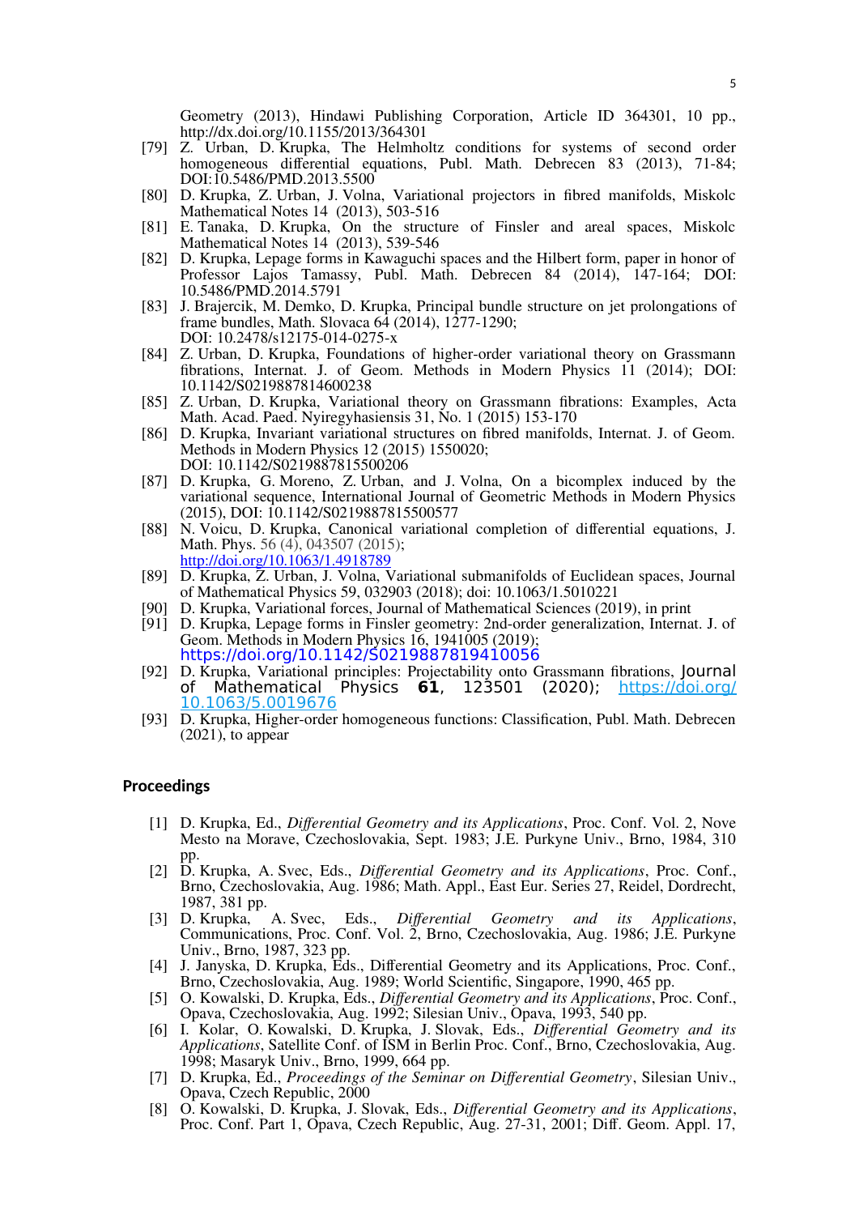Geometry (2013), Hindawi Publishing Corporation, Article ID 364301, 10 pp., http://dx.doi.org/10.1155/2013/364301

[79] Z. Urban, D. Krupka, The Helmholtz conditions for systems of second order homogeneous differential equations, Publ. Math. Debrecen 83 (2013), 71-84; DOI:10.5486/PMD.2013.5500

[80] D. Krupka, Z. Urban, J. Volna, Variational projectors in fibred manifolds, Miskolc Mathematical Notes 14 (2013), 503-516

[81] E. Tanaka, D. Krupka, On the structure of Finsler and areal spaces, Miskolc Mathematical Notes 14 (2013), 539-546

[82] D. Krupka, Lepage forms in Kawaguchi spaces and the Hilbert form, paper in honor of Professor Lajos Tamassy, Publ. Math. Debrecen 84 (2014), 147-164; DOI: 10.5486/PMD.2014.5791

[83] J. Brajercik, M. Demko, D. Krupka, Principal bundle structure on jet prolongations of frame bundles, Math. Slovaca 64 (2014), 1277-1290; DOI: 10.2478/s12175-014-0275-x

[84] Z. Urban, D. Krupka, Foundations of higher-order variational theory on Grassmann fibrations, Internat. J. of Geom. Methods in Modern Physics 11 (2014); DOI: 10.1142/S0219887814600238

[85] Z. Urban, D. Krupka, Variational theory on Grassmann fibrations: Examples, Acta Math. Acad. Paed. Nyiregyhasiensis 31, No. 1 (2015) 153-170

[86] D. Krupka, Invariant variational structures on fibred manifolds, Internat. J. of Geom. Methods in Modern Physics 12 (2015) 1550020; DOI: 10.1142/S0219887815500206

[87] D. Krupka, G. Moreno, Z. Urban, and J. Volna, On a bicomplex induced by the variational sequence, International Journal of Geometric Methods in Modern Physics (2015), DOI: 10.1142/S0219887815500577

[88] N. Voicu, D. Krupka, Canonical variational completion of differential equations, J. Math. Phys. 56 (4), 043507 (2015); http://doi.org/10.1063/1.4918789

[89] D. Krupka, Z. Urban, J. Volna, Variational submanifolds of Euclidean spaces, Journal of Mathematical Physics 59, 032903 (2018); doi: 10.1063/1.5010221

[90] D. Krupka, Variational forces, Journal of Mathematical Sciences (2019), in print

[91] D. Krupka, Lepage forms in Finsler geometry: 2nd-order generalization, Internat. J. of Geom. Methods in Modern Physics 16, 1941005 (2019); https://doi.org/10.1142/S0219887819410056

[92] D. Krupka, Variational principles: Projectability onto Grassmann fibrations, Journal of Mathematical Physics **61**, 123501 (2020); https://doi.org/10.1063/5.0019676

[93] D. Krupka, Higher-order homogeneous functions: Classification, Publ. Math. Debrecen (2021), to appear

## Proceedings

[1] D. Krupka, Ed., *Differential Geometry and its Applications*, Proc. Conf. Vol. 2, Nove Mesto na Morave, Czechoslovakia, Sept. 1983; J.E. Purkyne Univ., Brno, 1984, 310 pp.

[2] D. Krupka, A. Svec, Eds., *Differential Geometry and its Applications*, Proc. Conf., Brno, Czechoslovakia, Aug. 1986; Math. Appl., East Eur. Series 27, Reidel, Dordrecht, 1987, 381 pp.

[3] D. Krupka, A. Svec, Eds., *Differential Geometry and its Applications*, Communications, Proc. Conf. Vol. 2, Brno, Czechoslovakia, Aug. 1986; J.E. Purkyne Univ., Brno, 1987, 323 pp.

[4] J. Janyska, D. Krupka, Eds., Differential Geometry and its Applications, Proc. Conf., Brno, Czechoslovakia, Aug. 1989; World Scientific, Singapore, 1990, 465 pp.

[5] O. Kowalski, D. Krupka, Eds., *Differential Geometry and its Applications*, Proc. Conf., Opava, Czechoslovakia, Aug. 1992; Silesian Univ., Opava, 1993, 540 pp.

[6] I. Kolar, O. Kowalski, D. Krupka, J. Slovak, Eds., *Differential Geometry and its Applications*, Satellite Conf. of ISM in Berlin Proc. Conf., Brno, Czechoslovakia, Aug. 1998; Masaryk Univ., Brno, 1999, 664 pp.

[7] D. Krupka, Ed., *Proceedings of the Seminar on Differential Geometry*, Silesian Univ., Opava, Czech Republic, 2000

[8] O. Kowalski, D. Krupka, J. Slovak, Eds., *Differential Geometry and its Applications*, Proc. Conf. Part 1, Opava, Czech Republic, Aug. 27-31, 2001; Diff. Geom. Appl. 17,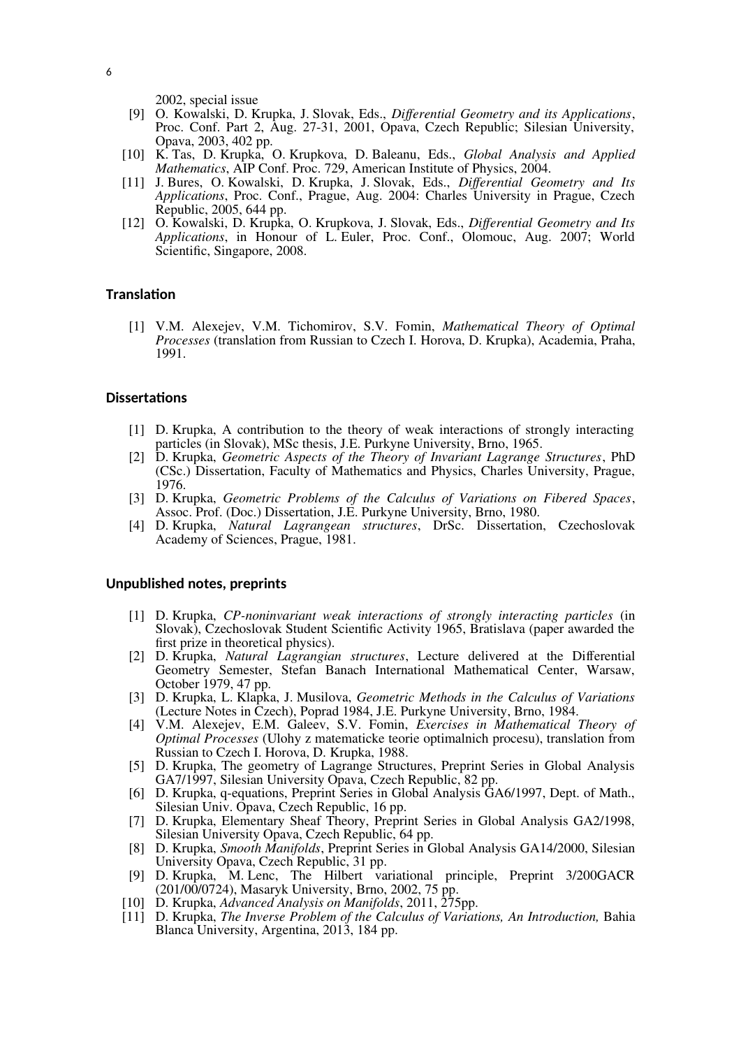2002, special issue

[9] O. Kowalski, D. Krupka, J. Slovak, Eds., *Differential Geometry and its Applications*, Proc. Conf. Part 2, Aug. 27-31, 2001, Opava, Czech Republic; Silesian University, Opava, 2003, 402 pp.

[10] K. Tas, D. Krupka, O. Krupkova, D. Baleanu, Eds., *Global Analysis and Applied Mathematics*, AIP Conf. Proc. 729, American Institute of Physics, 2004.

[11] J. Bures, O. Kowalski, D. Krupka, J. Slovak, Eds., *Differential Geometry and Its Applications*, Proc. Conf., Prague, Aug. 2004: Charles University in Prague, Czech Republic, 2005, 644 pp.

[12] O. Kowalski, D. Krupka, O. Krupkova, J. Slovak, Eds., *Differential Geometry and Its Applications*, in Honour of L. Euler, Proc. Conf., Olomouc, Aug. 2007; World Scientific, Singapore, 2008.

### Translation

[1] V.M. Alexejev, V.M. Tichomirov, S.V. Fomin, *Mathematical Theory of Optimal Processes* (translation from Russian to Czech I. Horova, D. Krupka), Academia, Praha, 1991.

### Dissertations

[1] D. Krupka, A contribution to the theory of weak interactions of strongly interacting particles (in Slovak), MSc thesis, J.E. Purkyne University, Brno, 1965.

[2] D. Krupka, *Geometric Aspects of the Theory of Invariant Lagrange Structures*, PhD (CSc.) Dissertation, Faculty of Mathematics and Physics, Charles University, Prague, 1976.

[3] D. Krupka, *Geometric Problems of the Calculus of Variations on Fibered Spaces*, Assoc. Prof. (Doc.) Dissertation, J.E. Purkyne University, Brno, 1980.

[4] D. Krupka, *Natural Lagrangean structures*, DrSc. Dissertation, Czechoslovak Academy of Sciences, Prague, 1981.

### Unpublished notes, preprints

[1] D. Krupka, *CP-noninvariant weak interactions of strongly interacting particles* (in Slovak), Czechoslovak Student Scientific Activity 1965, Bratislava (paper awarded the first prize in theoretical physics).

[2] D. Krupka, *Natural Lagrangian structures*, Lecture delivered at the Differential Geometry Semester, Stefan Banach International Mathematical Center, Warsaw, October 1979, 47 pp.

[3] D. Krupka, L. Klapka, J. Musilova, *Geometric Methods in the Calculus of Variations* (Lecture Notes in Czech), Poprad 1984, J.E. Purkyne University, Brno, 1984.

[4] V.M. Alexejev, E.M. Galeev, S.V. Fomin, *Exercises in Mathematical Theory of Optimal Processes* (Ulohy z matematicke teorie optimalnich procesu), translation from Russian to Czech I. Horova, D. Krupka, 1988.

[5] D. Krupka, The geometry of Lagrange Structures, Preprint Series in Global Analysis GA7/1997, Silesian University Opava, Czech Republic, 82 pp.

[6] D. Krupka, q-equations, Preprint Series in Global Analysis GA6/1997, Dept. of Math., Silesian Univ. Opava, Czech Republic, 16 pp.

[7] D. Krupka, Elementary Sheaf Theory, Preprint Series in Global Analysis GA2/1998, Silesian University Opava, Czech Republic, 64 pp.

[8] D. Krupka, *Smooth Manifolds*, Preprint Series in Global Analysis GA14/2000, Silesian University Opava, Czech Republic, 31 pp.

[9] D. Krupka, M. Lenc, The Hilbert variational principle, Preprint 3/200GACR (201/00/0724), Masaryk University, Brno, 2002, 75 pp.

[10] D. Krupka, *Advanced Analysis on Manifolds*, 2011, 275pp.

[11] D. Krupka, *The Inverse Problem of the Calculus of Variations, An Introduction,* Bahia Blanca University, Argentina, 2013, 184 pp.